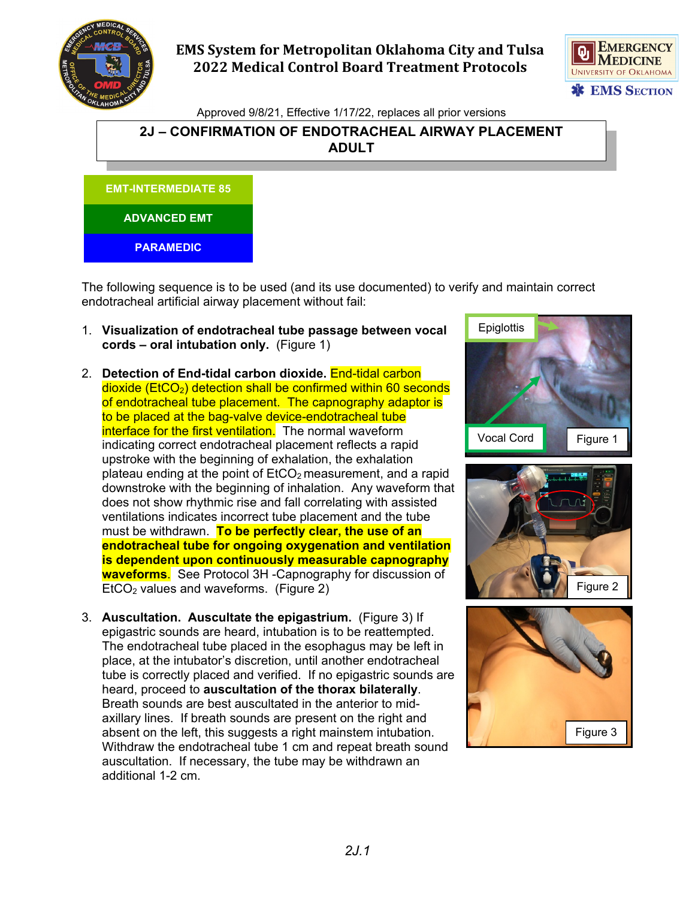# EMS System for Metropolitan Oklahoma City and Tulsa
## 2022 Medical Control Board Treatment Protocols

Approved 9/8/21, Effective 1/17/22, replaces all prior versions

## 2J – CONFIRMATION OF ENDOTRACHEAL AIRWAY PLACEMENT ADULT

**EMT-INTERMEDIATE 85**

**ADVANCED EMT**

**PARAMEDIC**

The following sequence is to be used (and its use documented) to verify and maintain correct endotracheal artificial airway placement without fail:

1. **Visualization of endotracheal tube passage between vocal cords – oral intubation only.** (Figure 1)

2. **Detection of End-tidal carbon dioxide.** End-tidal carbon dioxide ($EtCO_2$) detection shall be confirmed within 60 seconds of endotracheal tube placement. The capnography adaptor is to be placed at the bag-valve device-endotracheal tube interface for the first ventilation. The normal waveform indicating correct endotracheal placement reflects a rapid upstroke with the beginning of exhalation, the exhalation plateau ending at the point of $EtCO_2$ measurement, and a rapid downstroke with the beginning of inhalation. Any waveform that does not show rhythmic rise and fall correlating with assisted ventilations indicates incorrect tube placement and the tube must be withdrawn. **To be perfectly clear, the use of an endotracheal tube for ongoing oxygenation and ventilation is dependent upon continuously measurable capnography waveforms**. See Protocol 3H -Capnography for discussion of $EtCO_2$ values and waveforms. (Figure 2)

3. **Auscultation. Auscultate the epigastrium.** (Figure 3) If epigastric sounds are heard, intubation is to be reattempted. The endotracheal tube placed in the esophagus may be left in place, at the intubator's discretion, until another endotracheal tube is correctly placed and verified. If no epigastric sounds are heard, proceed to **auscultation of the thorax bilaterally**. Breath sounds are best auscultated in the anterior to mid-axillary lines. If breath sounds are present on the right and absent on the left, this suggests a right mainstem intubation. Withdraw the endotracheal tube 1 cm and repeat breath sound auscultation. If necessary, the tube may be withdrawn an additional 1-2 cm.

Epiglottis

Vocal Cord

Figure 1

Figure 2

Figure 3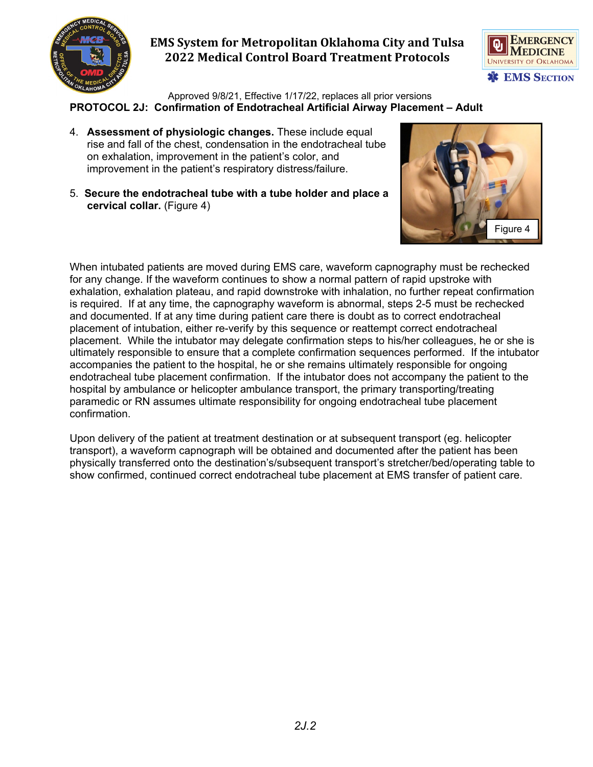Approved 9/8/21, Effective 1/17/22, replaces all prior versions

**PROTOCOL 2J: Confirmation of Endotracheal Artificial Airway Placement – Adult**

4. **Assessment of physiologic changes.** These include equal rise and fall of the chest, condensation in the endotracheal tube on exhalation, improvement in the patient's color, and improvement in the patient's respiratory distress/failure.

5. **Secure the endotracheal tube with a tube holder and place a cervical collar.** (Figure 4)

Figure 4

When intubated patients are moved during EMS care, waveform capnography must be rechecked for any change. If the waveform continues to show a normal pattern of rapid upstroke with exhalation, exhalation plateau, and rapid downstroke with inhalation, no further repeat confirmation is required. If at any time, the capnography waveform is abnormal, steps 2-5 must be rechecked and documented. If at any time during patient care there is doubt as to correct endotracheal placement of intubation, either re-verify by this sequence or reattempt correct endotracheal placement. While the intubator may delegate confirmation steps to his/her colleagues, he or she is ultimately responsible to ensure that a complete confirmation sequences performed. If the intubator accompanies the patient to the hospital, he or she remains ultimately responsible for ongoing endotracheal tube placement confirmation. If the intubator does not accompany the patient to the hospital by ambulance or helicopter ambulance transport, the primary transporting/treating paramedic or RN assumes ultimate responsibility for ongoing endotracheal tube placement confirmation.

Upon delivery of the patient at treatment destination or at subsequent transport (eg. helicopter transport), a waveform capnograph will be obtained and documented after the patient has been physically transferred onto the destination's/subsequent transport's stretcher/bed/operating table to show confirmed, continued correct endotracheal tube placement at EMS transfer of patient care.